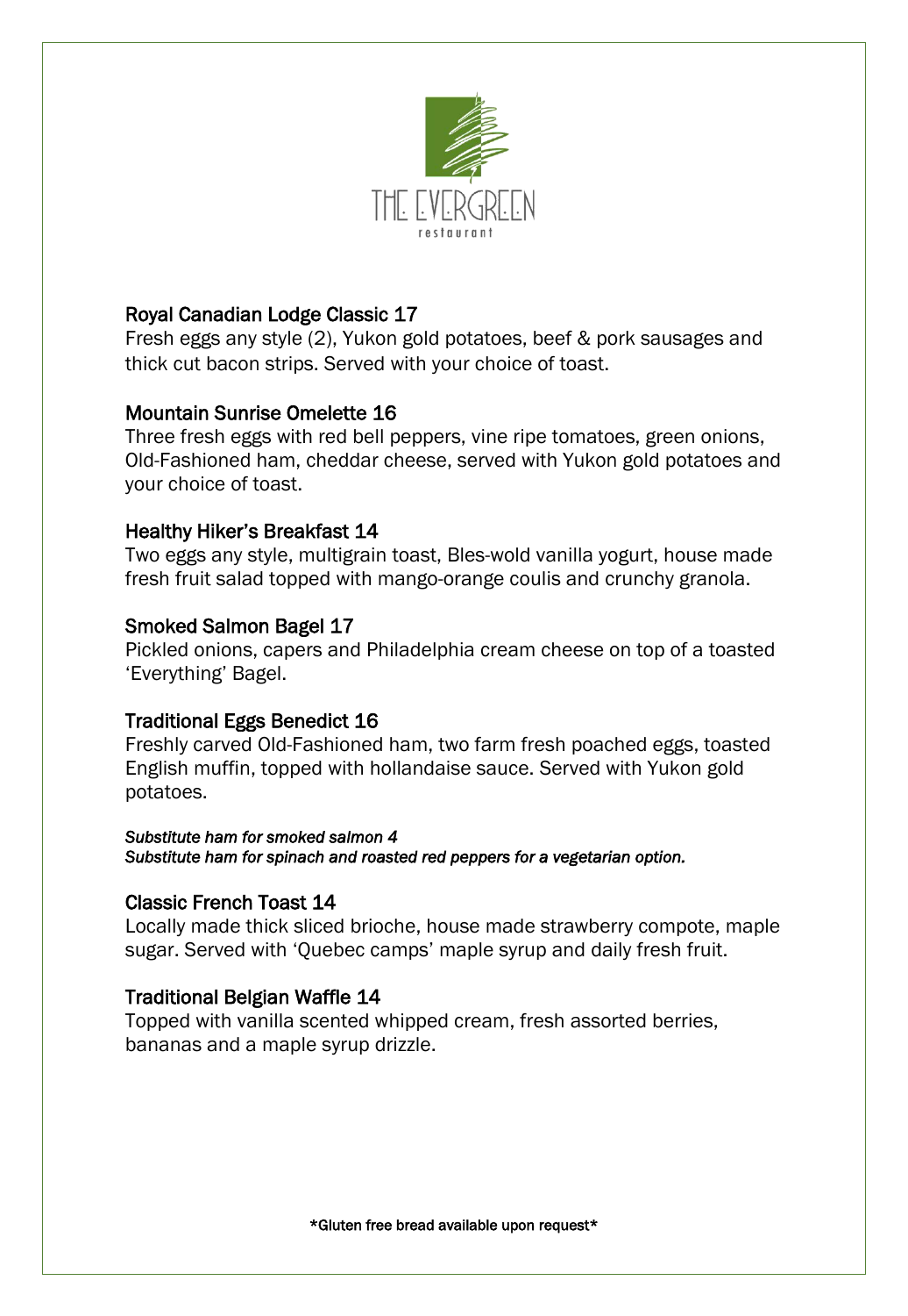# THE EVERGREEN
restaurant

### Royal Canadian Lodge Classic 17
Fresh eggs any style (2), Yukon gold potatoes, beef & pork sausages and thick cut bacon strips. Served with your choice of toast.

### Mountain Sunrise Omelette 16
Three fresh eggs with red bell peppers, vine ripe tomatoes, green onions, Old-Fashioned ham, cheddar cheese, served with Yukon gold potatoes and your choice of toast.

### Healthy Hiker's Breakfast 14
Two eggs any style, multigrain toast, Bles-wold vanilla yogurt, house made fresh fruit salad topped with mango-orange coulis and crunchy granola.

### Smoked Salmon Bagel 17
Pickled onions, capers and Philadelphia cream cheese on top of a toasted 'Everything' Bagel.

### Traditional Eggs Benedict 16
Freshly carved Old-Fashioned ham, two farm fresh poached eggs, toasted English muffin, topped with hollandaise sauce. Served with Yukon gold potatoes.

***Substitute ham for smoked salmon 4***
***Substitute ham for spinach and roasted red peppers for a vegetarian option.***

### Classic French Toast 14
Locally made thick sliced brioche, house made strawberry compote, maple sugar. Served with 'Quebec camps' maple syrup and daily fresh fruit.

### Traditional Belgian Waffle 14
Topped with vanilla scented whipped cream, fresh assorted berries, bananas and a maple syrup drizzle.

*Gluten free bread available upon request*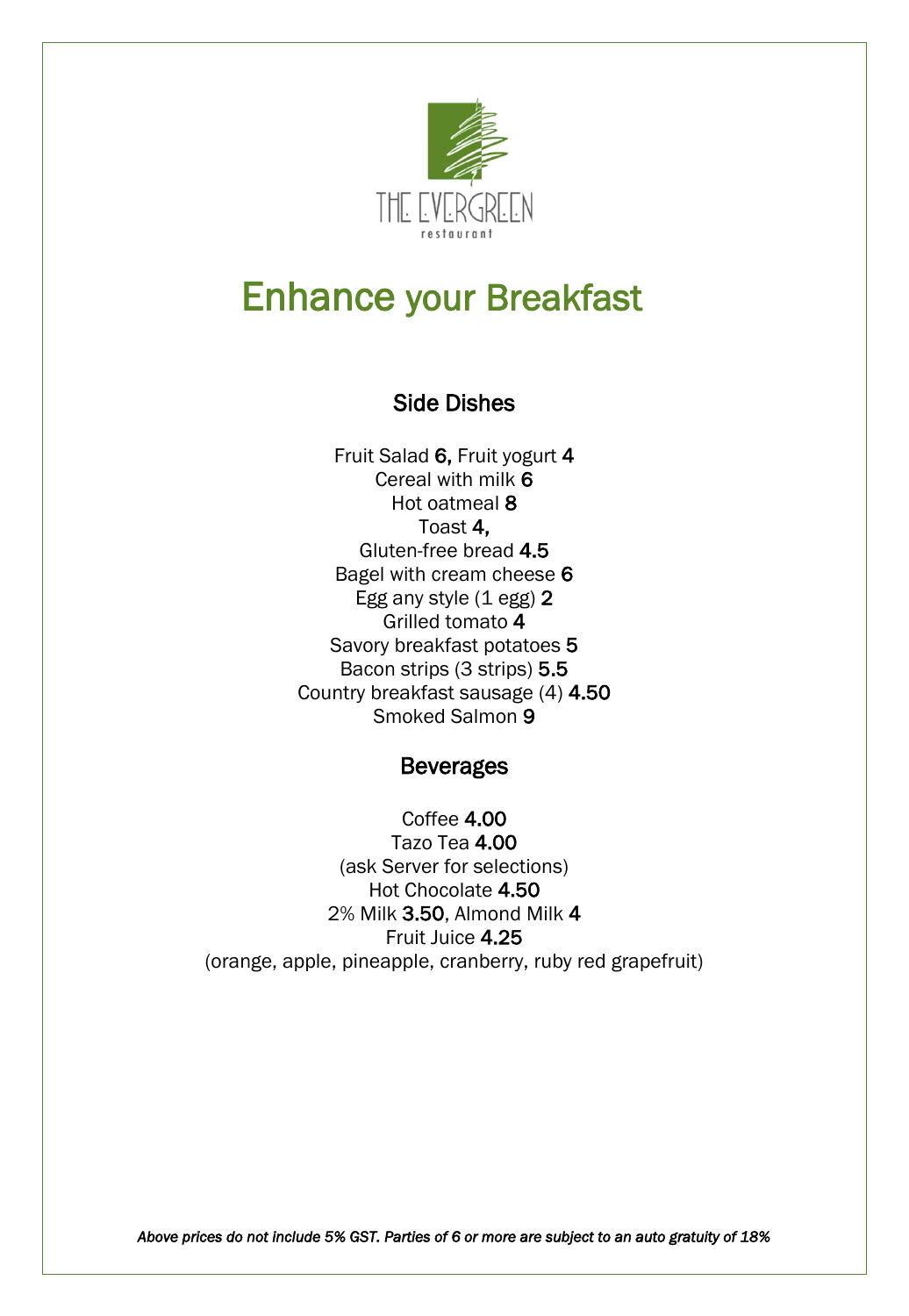THE EVERGREEN
restaurant

# Enhance your Breakfast

## Side Dishes

Fruit Salad **6,** Fruit yogurt **4**
Cereal with milk **6**
Hot oatmeal **8**
Toast **4,**
Gluten-free bread **4.5**
Bagel with cream cheese **6**
Egg any style (1 egg) **2**
Grilled tomato **4**
Savory breakfast potatoes **5**
Bacon strips (3 strips) **5.5**
Country breakfast sausage (4) **4.50**
Smoked Salmon **9**

## Beverages

Coffee **4.00**
Tazo Tea **4.00**
(ask Server for selections)
Hot Chocolate **4.50**
2% Milk **3.50**, Almond Milk **4**
Fruit Juice **4.25**
(orange, apple, pineapple, cranberry, ruby red grapefruit)

*Above prices do not include 5% GST. Parties of 6 or more are subject to an auto gratuity of 18%*